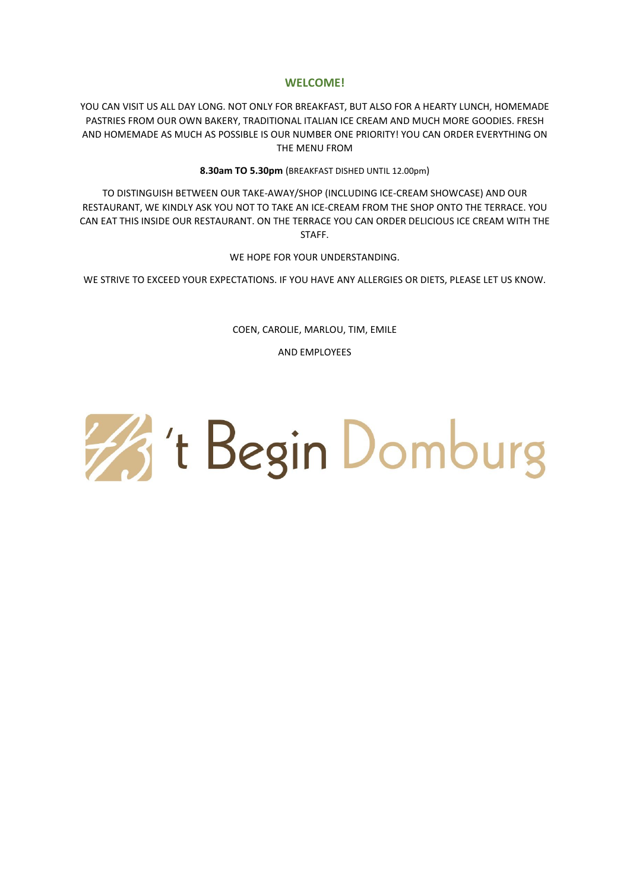## WELCOME!

YOU CAN VISIT US ALL DAY LONG. NOT ONLY FOR BREAKFAST, BUT ALSO FOR A HEARTY LUNCH, HOMEMADE PASTRIES FROM OUR OWN BAKERY, TRADITIONAL ITALIAN ICE CREAM AND MUCH MORE GOODIES. FRESH AND HOMEMADE AS MUCH AS POSSIBLE IS OUR NUMBER ONE PRIORITY! YOU CAN ORDER EVERYTHING ON THE MENU FROM

**8.30am TO 5.30pm** (BREAKFAST DISHED UNTIL 12.00pm)

TO DISTINGUISH BETWEEN OUR TAKE-AWAY/SHOP (INCLUDING ICE-CREAM SHOWCASE) AND OUR RESTAURANT, WE KINDLY ASK YOU NOT TO TAKE AN ICE-CREAM FROM THE SHOP ONTO THE TERRACE. YOU CAN EAT THIS INSIDE OUR RESTAURANT. ON THE TERRACE YOU CAN ORDER DELICIOUS ICE CREAM WITH THE STAFF.

WE HOPE FOR YOUR UNDERSTANDING.

WE STRIVE TO EXCEED YOUR EXPECTATIONS. IF YOU HAVE ANY ALLERGIES OR DIETS, PLEASE LET US KNOW.

COEN, CAROLIE, MARLOU, TIM, EMILE

AND EMPLOYEES

't Begin Domburg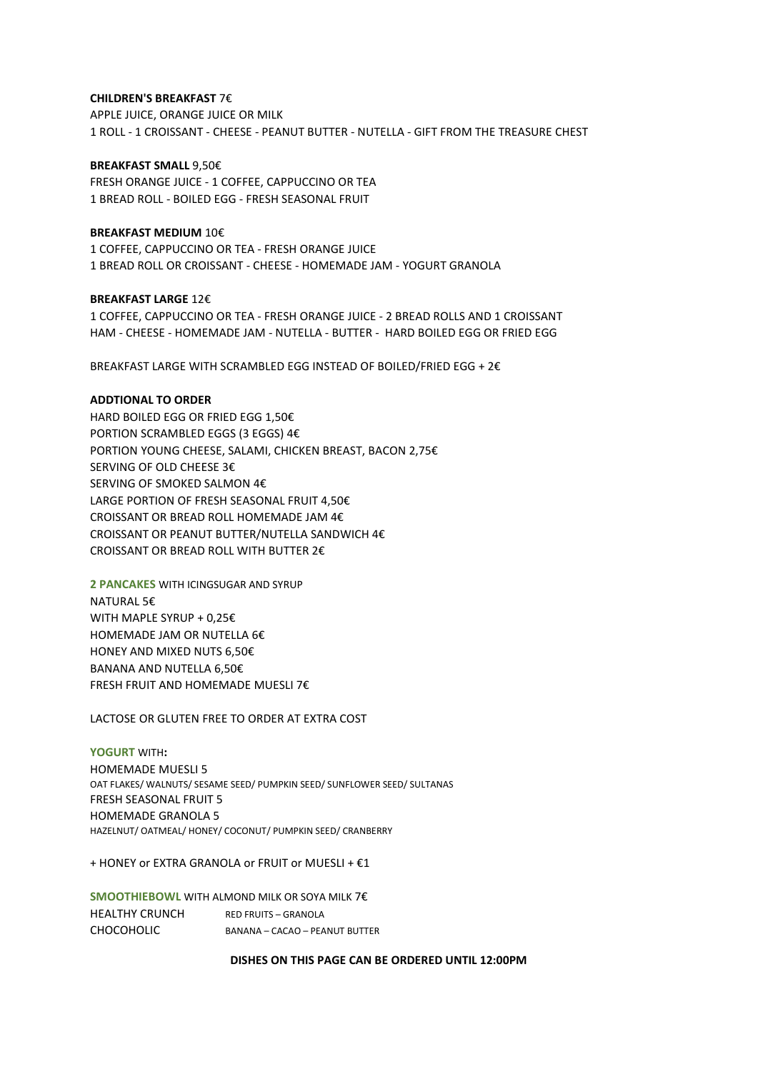**CHILDREN'S BREAKFAST** 7€

APPLE JUICE, ORANGE JUICE OR MILK

1 ROLL - 1 CROISSANT - CHEESE - PEANUT BUTTER - NUTELLA - GIFT FROM THE TREASURE CHEST

**BREAKFAST SMALL** 9,50€

FRESH ORANGE JUICE - 1 COFFEE, CAPPUCCINO OR TEA

1 BREAD ROLL - BOILED EGG - FRESH SEASONAL FRUIT

**BREAKFAST MEDIUM** 10€

1 COFFEE, CAPPUCCINO OR TEA - FRESH ORANGE JUICE

1 BREAD ROLL OR CROISSANT - CHEESE - HOMEMADE JAM - YOGURT GRANOLA

**BREAKFAST LARGE** 12€

1 COFFEE, CAPPUCCINO OR TEA - FRESH ORANGE JUICE - 2 BREAD ROLLS AND 1 CROISSANT

HAM - CHEESE - HOMEMADE JAM - NUTELLA - BUTTER - HARD BOILED EGG OR FRIED EGG

BREAKFAST LARGE WITH SCRAMBLED EGG INSTEAD OF BOILED/FRIED EGG + 2€

**ADDTIONAL TO ORDER**

HARD BOILED EGG OR FRIED EGG 1,50€

PORTION SCRAMBLED EGGS (3 EGGS) 4€

PORTION YOUNG CHEESE, SALAMI, CHICKEN BREAST, BACON 2,75€

SERVING OF OLD CHEESE 3€

SERVING OF SMOKED SALMON 4€

LARGE PORTION OF FRESH SEASONAL FRUIT 4,50€

CROISSANT OR BREAD ROLL HOMEMADE JAM 4€

CROISSANT OR PEANUT BUTTER/NUTELLA SANDWICH 4€

CROISSANT OR BREAD ROLL WITH BUTTER 2€

**2 PANCAKES** WITH ICINGSUGAR AND SYRUP

NATURAL 5€

WITH MAPLE SYRUP + 0,25€

HOMEMADE JAM OR NUTELLA 6€

HONEY AND MIXED NUTS 6,50€

BANANA AND NUTELLA 6,50€

FRESH FRUIT AND HOMEMADE MUESLI 7€

LACTOSE OR GLUTEN FREE TO ORDER AT EXTRA COST

**YOGURT** WITH:

HOMEMADE MUESLI 5

OAT FLAKES/ WALNUTS/ SESAME SEED/ PUMPKIN SEED/ SUNFLOWER SEED/ SULTANAS

FRESH SEASONAL FRUIT 5

HOMEMADE GRANOLA 5

HAZELNUT/ OATMEAL/ HONEY/ COCONUT/ PUMPKIN SEED/ CRANBERRY

+ HONEY or EXTRA GRANOLA or FRUIT or MUESLI + €1

**SMOOTHIEBOWL** WITH ALMOND MILK OR SOYA MILK 7€

HEALTHY CRUNCH — RED FRUITS – GRANOLA

CHOCOHOLIC — BANANA – CACAO – PEANUT BUTTER

**DISHES ON THIS PAGE CAN BE ORDERED UNTIL 12:00PM**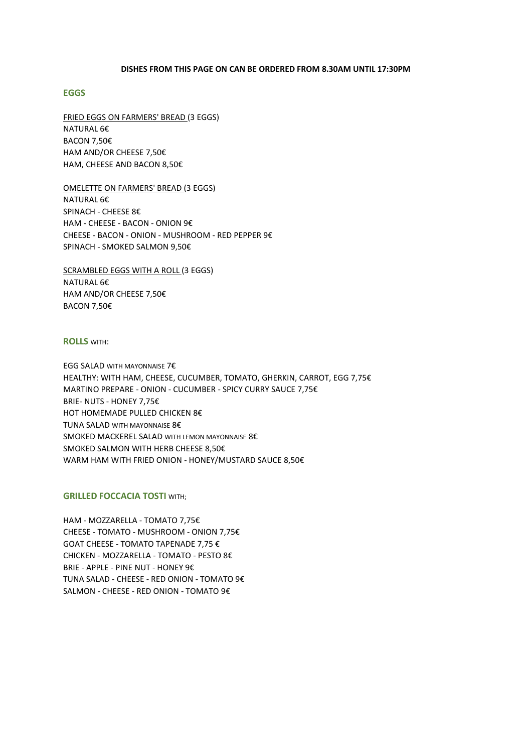**DISHES FROM THIS PAGE ON CAN BE ORDERED FROM 8.30AM UNTIL 17:30PM**

## EGGS

FRIED EGGS ON FARMERS' BREAD (3 EGGS)
NATURAL 6€
BACON 7,50€
HAM AND/OR CHEESE 7,50€
HAM, CHEESE AND BACON 8,50€

OMELETTE ON FARMERS' BREAD (3 EGGS)
NATURAL 6€
SPINACH - CHEESE 8€
HAM - CHEESE - BACON - ONION 9€
CHEESE - BACON - ONION - MUSHROOM - RED PEPPER 9€
SPINACH - SMOKED SALMON 9,50€

SCRAMBLED EGGS WITH A ROLL (3 EGGS)
NATURAL 6€
HAM AND/OR CHEESE 7,50€
BACON 7,50€

## ROLLS WITH:

EGG SALAD WITH MAYONNAISE 7€
HEALTHY: WITH HAM, CHEESE, CUCUMBER, TOMATO, GHERKIN, CARROT, EGG 7,75€
MARTINO PREPARE - ONION - CUCUMBER - SPICY CURRY SAUCE 7,75€
BRIE- NUTS - HONEY 7,75€
HOT HOMEMADE PULLED CHICKEN 8€
TUNA SALAD WITH MAYONNAISE 8€
SMOKED MACKEREL SALAD WITH LEMON MAYONNAISE 8€
SMOKED SALMON WITH HERB CHEESE 8,50€
WARM HAM WITH FRIED ONION - HONEY/MUSTARD SAUCE 8,50€

## GRILLED FOCCACIA TOSTI WITH;

HAM - MOZZARELLA - TOMATO 7,75€
CHEESE - TOMATO - MUSHROOM - ONION 7,75€
GOAT CHEESE - TOMATO TAPENADE 7,75 €
CHICKEN - MOZZARELLA - TOMATO - PESTO 8€
BRIE - APPLE - PINE NUT - HONEY 9€
TUNA SALAD - CHEESE - RED ONION - TOMATO 9€
SALMON - CHEESE - RED ONION - TOMATO 9€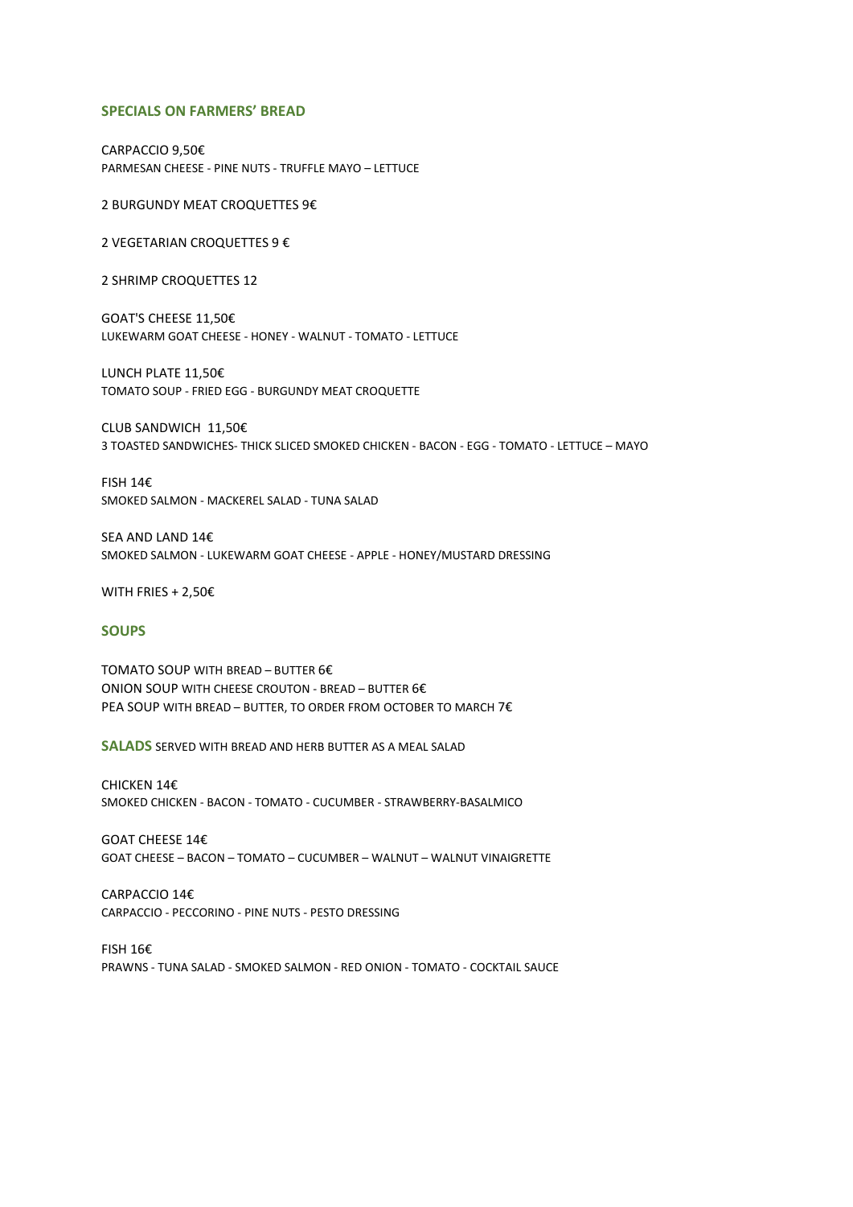## SPECIALS ON FARMERS' BREAD

CARPACCIO 9,50€
PARMESAN CHEESE - PINE NUTS - TRUFFLE MAYO – LETTUCE

2 BURGUNDY MEAT CROQUETTES 9€

2 VEGETARIAN CROQUETTES 9 €

2 SHRIMP CROQUETTES 12

GOAT'S CHEESE 11,50€
LUKEWARM GOAT CHEESE - HONEY - WALNUT - TOMATO - LETTUCE

LUNCH PLATE 11,50€
TOMATO SOUP - FRIED EGG - BURGUNDY MEAT CROQUETTE

CLUB SANDWICH 11,50€
3 TOASTED SANDWICHES- THICK SLICED SMOKED CHICKEN - BACON - EGG - TOMATO - LETTUCE – MAYO

FISH 14€
SMOKED SALMON - MACKEREL SALAD - TUNA SALAD

SEA AND LAND 14€
SMOKED SALMON - LUKEWARM GOAT CHEESE - APPLE - HONEY/MUSTARD DRESSING

WITH FRIES + 2,50€

## SOUPS

TOMATO SOUP WITH BREAD – BUTTER 6€
ONION SOUP WITH CHEESE CROUTON - BREAD – BUTTER 6€
PEA SOUP WITH BREAD – BUTTER, TO ORDER FROM OCTOBER TO MARCH 7€

## SALADS SERVED WITH BREAD AND HERB BUTTER AS A MEAL SALAD

CHICKEN 14€
SMOKED CHICKEN - BACON - TOMATO - CUCUMBER - STRAWBERRY-BASALMICO

GOAT CHEESE 14€
GOAT CHEESE – BACON – TOMATO – CUCUMBER – WALNUT – WALNUT VINAIGRETTE

CARPACCIO 14€
CARPACCIO - PECCORINO - PINE NUTS - PESTO DRESSING

FISH 16€
PRAWNS - TUNA SALAD - SMOKED SALMON - RED ONION - TOMATO - COCKTAIL SAUCE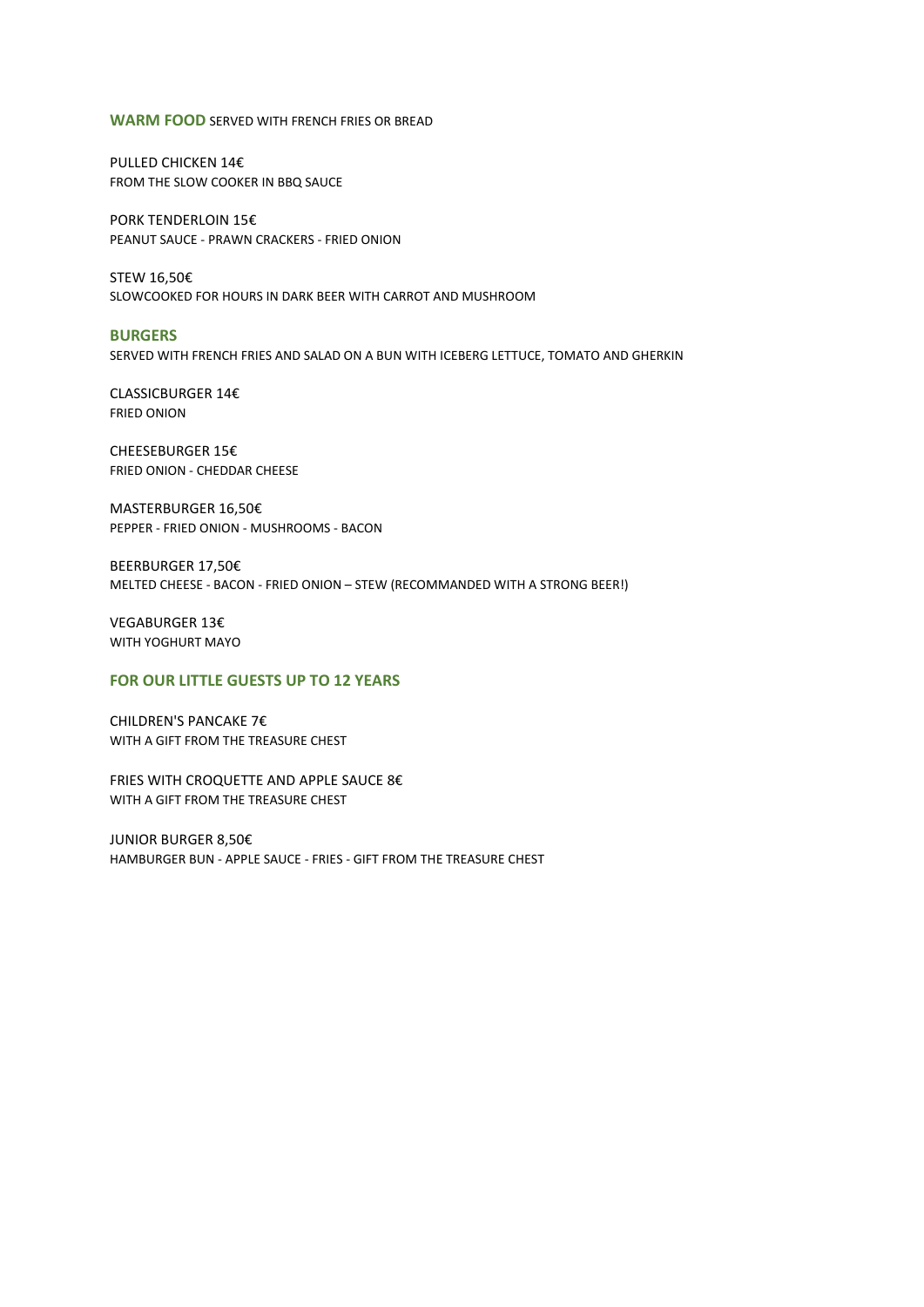## WARM FOOD SERVED WITH FRENCH FRIES OR BREAD

PULLED CHICKEN 14€
FROM THE SLOW COOKER IN BBQ SAUCE

PORK TENDERLOIN 15€
PEANUT SAUCE - PRAWN CRACKERS - FRIED ONION

STEW 16,50€
SLOWCOOKED FOR HOURS IN DARK BEER WITH CARROT AND MUSHROOM

## BURGERS

SERVED WITH FRENCH FRIES AND SALAD ON A BUN WITH ICEBERG LETTUCE, TOMATO AND GHERKIN

CLASSICBURGER 14€
FRIED ONION

CHEESEBURGER 15€
FRIED ONION - CHEDDAR CHEESE

MASTERBURGER 16,50€
PEPPER - FRIED ONION - MUSHROOMS - BACON

BEERBURGER 17,50€
MELTED CHEESE - BACON - FRIED ONION – STEW (RECOMMANDED WITH A STRONG BEER!)

VEGABURGER 13€
WITH YOGHURT MAYO

## FOR OUR LITTLE GUESTS UP TO 12 YEARS

CHILDREN'S PANCAKE 7€
WITH A GIFT FROM THE TREASURE CHEST

FRIES WITH CROQUETTE AND APPLE SAUCE 8€
WITH A GIFT FROM THE TREASURE CHEST

JUNIOR BURGER 8,50€
HAMBURGER BUN - APPLE SAUCE - FRIES - GIFT FROM THE TREASURE CHEST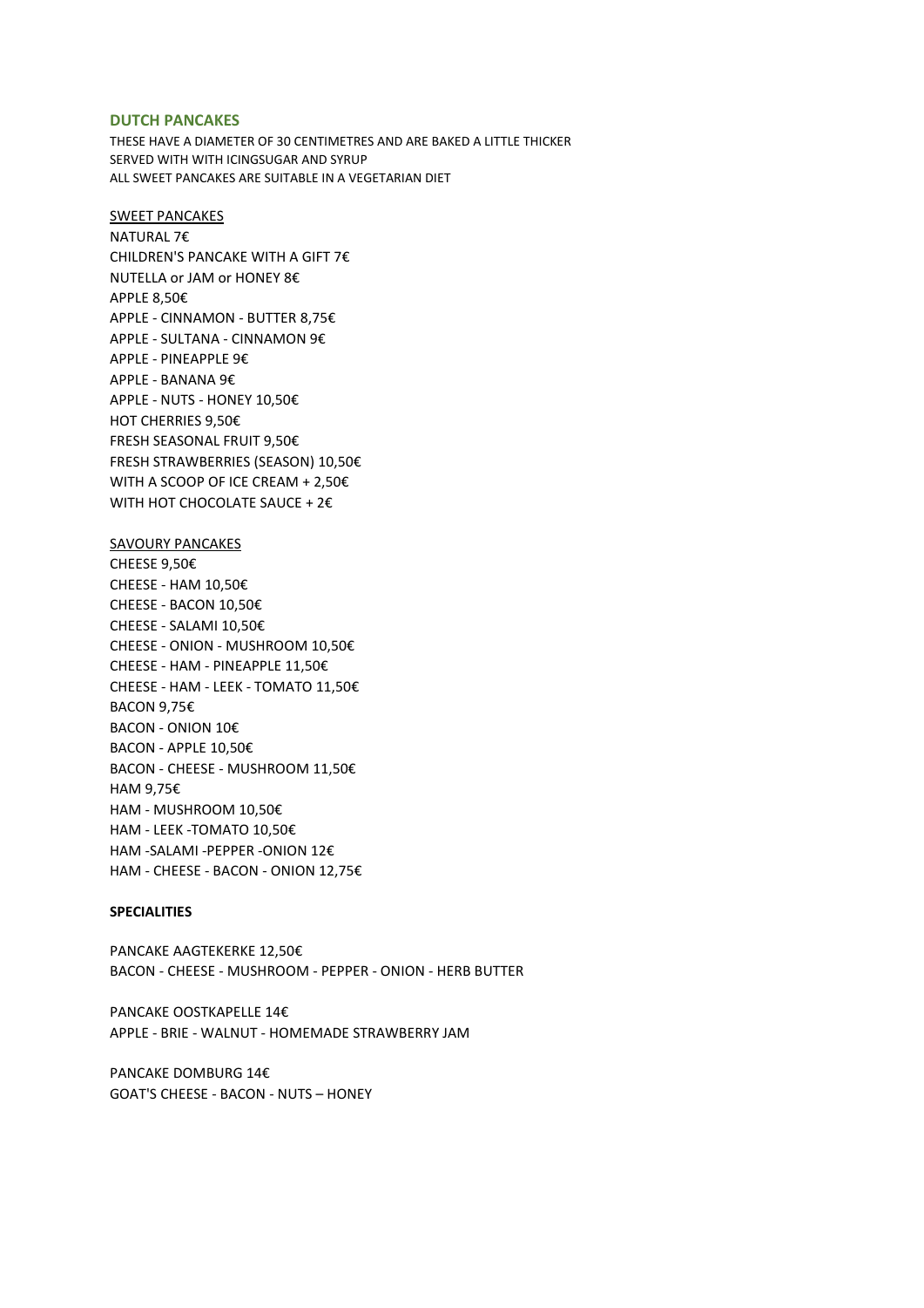## DUTCH PANCAKES

THESE HAVE A DIAMETER OF 30 CENTIMETRES AND ARE BAKED A LITTLE THICKER
SERVED WITH WITH ICINGSUGAR AND SYRUP
ALL SWEET PANCAKES ARE SUITABLE IN A VEGETARIAN DIET

<u>SWEET PANCAKES</u>

NATURAL 7€
CHILDREN'S PANCAKE WITH A GIFT 7€
NUTELLA or JAM or HONEY 8€
APPLE 8,50€
APPLE - CINNAMON - BUTTER 8,75€
APPLE - SULTANA - CINNAMON 9€
APPLE - PINEAPPLE 9€
APPLE - BANANA 9€
APPLE - NUTS - HONEY 10,50€
HOT CHERRIES 9,50€
FRESH SEASONAL FRUIT 9,50€
FRESH STRAWBERRIES (SEASON) 10,50€
WITH A SCOOP OF ICE CREAM + 2,50€
WITH HOT CHOCOLATE SAUCE + 2€

<u>SAVOURY PANCAKES</u>

CHEESE 9,50€
CHEESE - HAM 10,50€
CHEESE - BACON 10,50€
CHEESE - SALAMI 10,50€
CHEESE - ONION - MUSHROOM 10,50€
CHEESE - HAM - PINEAPPLE 11,50€
CHEESE - HAM - LEEK - TOMATO 11,50€
BACON 9,75€
BACON - ONION 10€
BACON - APPLE 10,50€
BACON - CHEESE - MUSHROOM 11,50€
HAM 9,75€
HAM - MUSHROOM 10,50€
HAM - LEEK -TOMATO 10,50€
HAM -SALAMI -PEPPER -ONION 12€
HAM - CHEESE - BACON - ONION 12,75€

**SPECIALITIES**

PANCAKE AAGTEKERKE 12,50€
BACON - CHEESE - MUSHROOM - PEPPER - ONION - HERB BUTTER

PANCAKE OOSTKAPELLE 14€
APPLE - BRIE - WALNUT - HOMEMADE STRAWBERRY JAM

PANCAKE DOMBURG 14€
GOAT'S CHEESE - BACON - NUTS – HONEY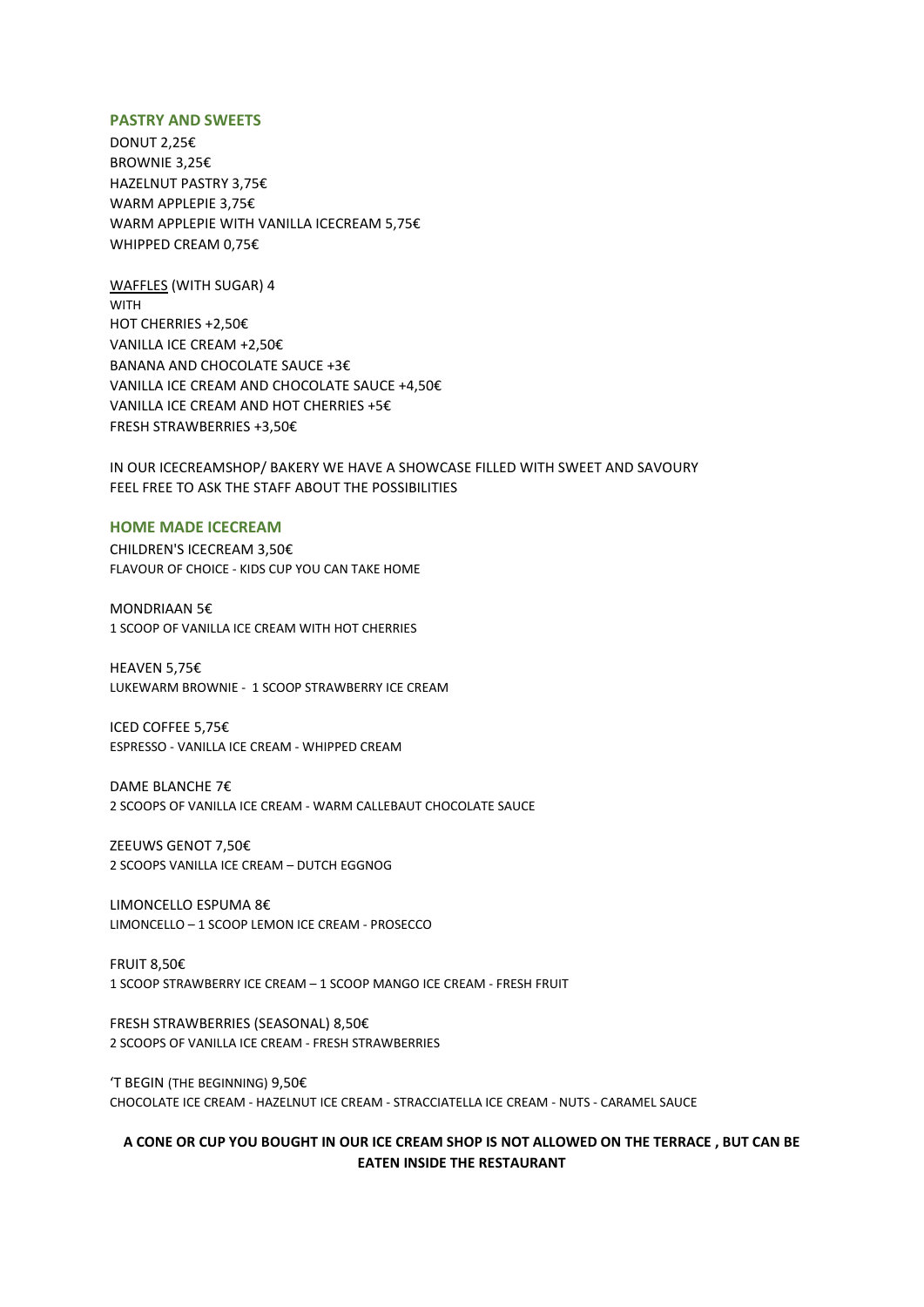## PASTRY AND SWEETS

DONUT 2,25€
BROWNIE 3,25€
HAZELNUT PASTRY 3,75€
WARM APPLEPIE 3,75€
WARM APPLEPIE WITH VANILLA ICECREAM 5,75€
WHIPPED CREAM 0,75€

WAFFLES (WITH SUGAR) 4
WITH
HOT CHERRIES +2,50€
VANILLA ICE CREAM +2,50€
BANANA AND CHOCOLATE SAUCE +3€
VANILLA ICE CREAM AND CHOCOLATE SAUCE +4,50€
VANILLA ICE CREAM AND HOT CHERRIES +5€
FRESH STRAWBERRIES +3,50€

IN OUR ICECREAMSHOP/ BAKERY WE HAVE A SHOWCASE FILLED WITH SWEET AND SAVOURY
FEEL FREE TO ASK THE STAFF ABOUT THE POSSIBILITIES

## HOME MADE ICECREAM

CHILDREN'S ICECREAM 3,50€
FLAVOUR OF CHOICE - KIDS CUP YOU CAN TAKE HOME

MONDRIAAN 5€
1 SCOOP OF VANILLA ICE CREAM WITH HOT CHERRIES

HEAVEN 5,75€
LUKEWARM BROWNIE - 1 SCOOP STRAWBERRY ICE CREAM

ICED COFFEE 5,75€
ESPRESSO - VANILLA ICE CREAM - WHIPPED CREAM

DAME BLANCHE 7€
2 SCOOPS OF VANILLA ICE CREAM - WARM CALLEBAUT CHOCOLATE SAUCE

ZEEUWS GENOT 7,50€
2 SCOOPS VANILLA ICE CREAM – DUTCH EGGNOG

LIMONCELLO ESPUMA 8€
LIMONCELLO – 1 SCOOP LEMON ICE CREAM - PROSECCO

FRUIT 8,50€
1 SCOOP STRAWBERRY ICE CREAM – 1 SCOOP MANGO ICE CREAM - FRESH FRUIT

FRESH STRAWBERRIES (SEASONAL) 8,50€
2 SCOOPS OF VANILLA ICE CREAM - FRESH STRAWBERRIES

'T BEGIN (THE BEGINNING) 9,50€
CHOCOLATE ICE CREAM - HAZELNUT ICE CREAM - STRACCIATELLA ICE CREAM - NUTS - CARAMEL SAUCE

**A CONE OR CUP YOU BOUGHT IN OUR ICE CREAM SHOP IS NOT ALLOWED ON THE TERRACE , BUT CAN BE EATEN INSIDE THE RESTAURANT**